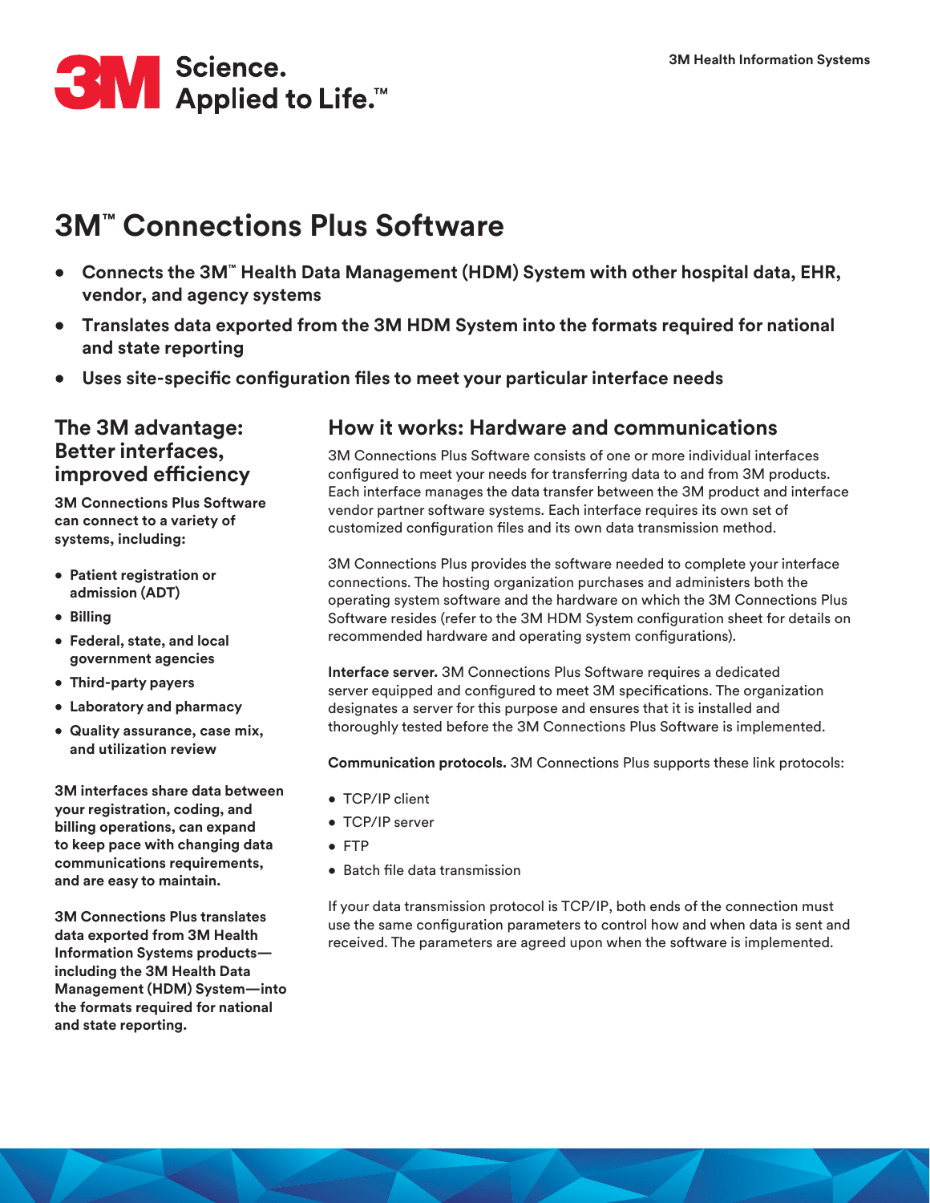3M Science. Applied to Life.™

# 3M™ Connections Plus Software

- **Connects the 3M™ Health Data Management (HDM) System with other hospital data, EHR, vendor, and agency systems**
- **Translates data exported from the 3M HDM System into the formats required for national and state reporting**
- **Uses site-specific configuration files to meet your particular interface needs**

## The 3M advantage: Better interfaces, improved efficiency

**3M Connections Plus Software can connect to a variety of systems, including:**

- **Patient registration or admission (ADT)**
- **Billing**
- **Federal, state, and local government agencies**
- **Third-party payers**
- **Laboratory and pharmacy**
- **Quality assurance, case mix, and utilization review**

**3M interfaces share data between your registration, coding, and billing operations, can expand to keep pace with changing data communications requirements, and are easy to maintain.**

**3M Connections Plus translates data exported from 3M Health Information Systems products—including the 3M Health Data Management (HDM) System—into the formats required for national and state reporting.**

## How it works: Hardware and communications

3M Connections Plus Software consists of one or more individual interfaces configured to meet your needs for transferring data to and from 3M products. Each interface manages the data transfer between the 3M product and interface vendor partner software systems. Each interface requires its own set of customized configuration files and its own data transmission method.

3M Connections Plus provides the software needed to complete your interface connections. The hosting organization purchases and administers both the operating system software and the hardware on which the 3M Connections Plus Software resides (refer to the 3M HDM System configuration sheet for details on recommended hardware and operating system configurations).

**Interface server.** 3M Connections Plus Software requires a dedicated server equipped and configured to meet 3M specifications. The organization designates a server for this purpose and ensures that it is installed and thoroughly tested before the 3M Connections Plus Software is implemented.

**Communication protocols.** 3M Connections Plus supports these link protocols:

- TCP/IP client
- TCP/IP server
- FTP
- Batch file data transmission

If your data transmission protocol is TCP/IP, both ends of the connection must use the same configuration parameters to control how and when data is sent and received. The parameters are agreed upon when the software is implemented.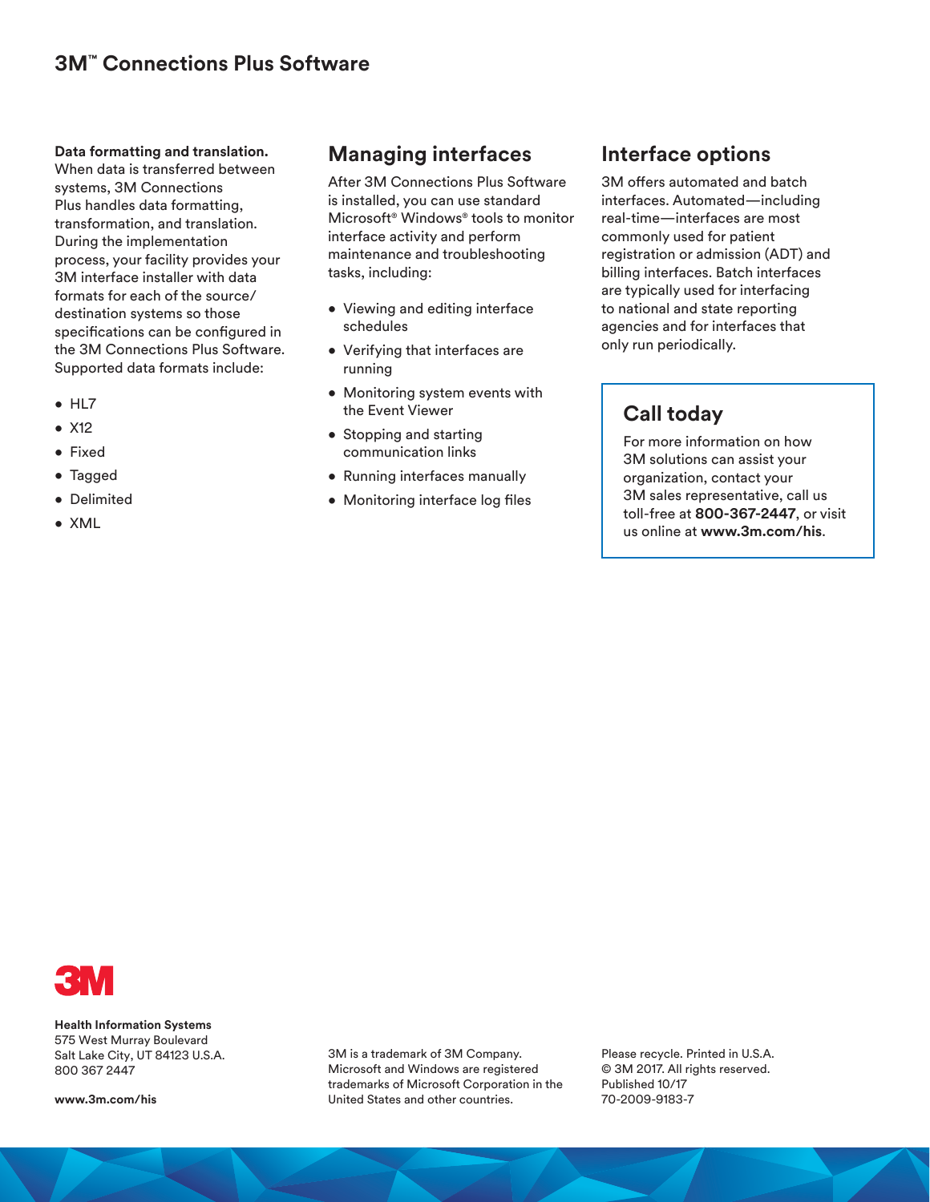**Data formatting and translation.** When data is transferred between systems, 3M Connections Plus handles data formatting, transformation, and translation. During the implementation process, your facility provides your 3M interface installer with data formats for each of the source/destination systems so those specifications can be configured in the 3M Connections Plus Software. Supported data formats include:

- HL7
- X12
- Fixed
- Tagged
- Delimited
- XML

## Managing interfaces

After 3M Connections Plus Software is installed, you can use standard Microsoft® Windows® tools to monitor interface activity and perform maintenance and troubleshooting tasks, including:

- Viewing and editing interface schedules
- Verifying that interfaces are running
- Monitoring system events with the Event Viewer
- Stopping and starting communication links
- Running interfaces manually
- Monitoring interface log files

## Interface options

3M offers automated and batch interfaces. Automated—including real-time—interfaces are most commonly used for patient registration or admission (ADT) and billing interfaces. Batch interfaces are typically used for interfacing to national and state reporting agencies and for interfaces that only run periodically.

## Call today

For more information on how 3M solutions can assist your organization, contact your 3M sales representative, call us toll-free at **800-367-2447**, or visit us online at **www.3m.com/his**.

**Health Information Systems**
575 West Murray Boulevard
Salt Lake City, UT 84123 U.S.A.
800 367 2447

**www.3m.com/his**

3M is a trademark of 3M Company. Microsoft and Windows are registered trademarks of Microsoft Corporation in the United States and other countries.

Please recycle. Printed in U.S.A.
© 3M 2017. All rights reserved.
Published 10/17
70-2009-9183-7